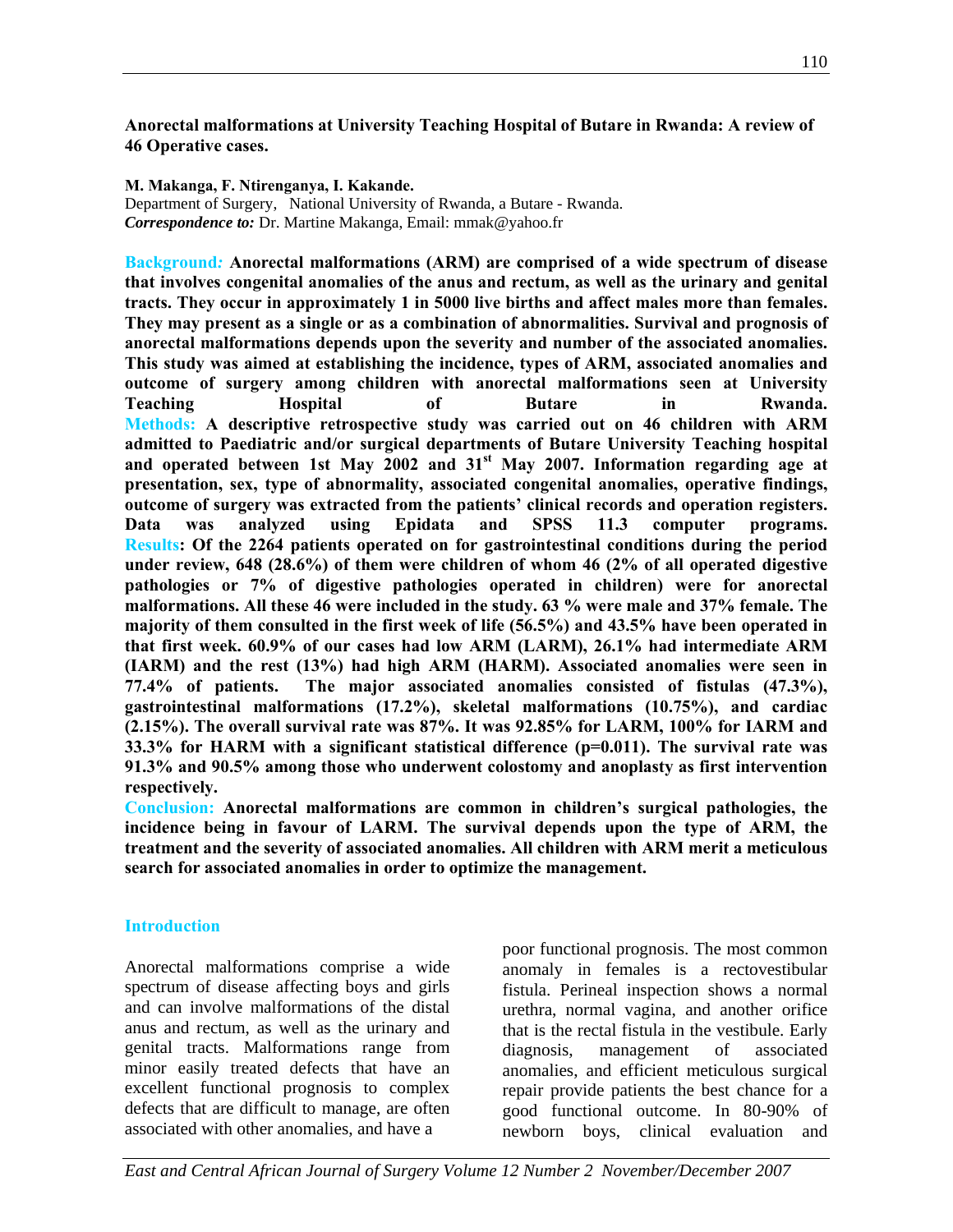# Anorectal malformations at University Teaching Hospital of Butare in Rwanda: A review of 46 Operative cases.

**M. Makanga, F. Ntirenganya, I. Kakande.**

Department of Surgery, National University of Rwanda, a Butare - Rwanda.

***Correspondence to:*** Dr. Martine Makanga, Email: mmak@yahoo.fr

**Background: Anorectal malformations (ARM) are comprised of a wide spectrum of disease that involves congenital anomalies of the anus and rectum, as well as the urinary and genital tracts. They occur in approximately 1 in 5000 live births and affect males more than females. They may present as a single or as a combination of abnormalities. Survival and prognosis of anorectal malformations depends upon the severity and number of the associated anomalies. This study was aimed at establishing the incidence, types of ARM, associated anomalies and outcome of surgery among children with anorectal malformations seen at University Teaching Hospital of Butare in Rwanda.**

**Methods: A descriptive retrospective study was carried out on 46 children with ARM admitted to Paediatric and/or surgical departments of Butare University Teaching hospital and operated between 1st May 2002 and 31st May 2007. Information regarding age at presentation, sex, type of abnormality, associated congenital anomalies, operative findings, outcome of surgery was extracted from the patients' clinical records and operation registers. Data was analyzed using Epidata and SPSS 11.3 computer programs.**

**Results: Of the 2264 patients operated on for gastrointestinal conditions during the period under review, 648 (28.6%) of them were children of whom 46 (2% of all operated digestive pathologies or 7% of digestive pathologies operated in children) were for anorectal malformations. All these 46 were included in the study. 63 % were male and 37% female. The majority of them consulted in the first week of life (56.5%) and 43.5% have been operated in that first week. 60.9% of our cases had low ARM (LARM), 26.1% had intermediate ARM (IARM) and the rest (13%) had high ARM (HARM). Associated anomalies were seen in 77.4% of patients. The major associated anomalies consisted of fistulas (47.3%), gastrointestinal malformations (17.2%), skeletal malformations (10.75%), and cardiac (2.15%). The overall survival rate was 87%. It was 92.85% for LARM, 100% for IARM and 33.3% for HARM with a significant statistical difference ($p=0.011$). The survival rate was 91.3% and 90.5% among those who underwent colostomy and anoplasty as first intervention respectively.**

**Conclusion: Anorectal malformations are common in children's surgical pathologies, the incidence being in favour of LARM. The survival depends upon the type of ARM, the treatment and the severity of associated anomalies. All children with ARM merit a meticulous search for associated anomalies in order to optimize the management.**

## Introduction

Anorectal malformations comprise a wide spectrum of disease affecting boys and girls and can involve malformations of the distal anus and rectum, as well as the urinary and genital tracts. Malformations range from minor easily treated defects that have an excellent functional prognosis to complex defects that are difficult to manage, are often associated with other anomalies, and have a poor functional prognosis. The most common anomaly in females is a rectovestibular fistula. Perineal inspection shows a normal urethra, normal vagina, and another orifice that is the rectal fistula in the vestibule. Early diagnosis, management of associated anomalies, and efficient meticulous surgical repair provide patients the best chance for a good functional outcome. In 80-90% of newborn boys, clinical evaluation and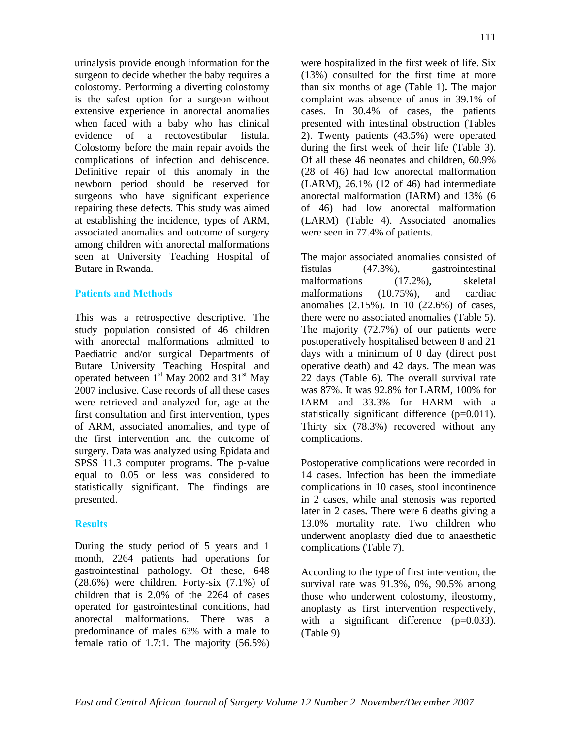urinalysis provide enough information for the surgeon to decide whether the baby requires a colostomy. Performing a diverting colostomy is the safest option for a surgeon without extensive experience in anorectal anomalies when faced with a baby who has clinical evidence of a rectovestibular fistula. Colostomy before the main repair avoids the complications of infection and dehiscence. Definitive repair of this anomaly in the newborn period should be reserved for surgeons who have significant experience repairing these defects. This study was aimed at establishing the incidence, types of ARM, associated anomalies and outcome of surgery among children with anorectal malformations seen at University Teaching Hospital of Butare in Rwanda.

## Patients and Methods

This was a retrospective descriptive. The study population consisted of 46 children with anorectal malformations admitted to Paediatric and/or surgical Departments of Butare University Teaching Hospital and operated between 1st May 2002 and 31st May 2007 inclusive. Case records of all these cases were retrieved and analyzed for, age at the first consultation and first intervention, types of ARM, associated anomalies, and type of the first intervention and the outcome of surgery. Data was analyzed using Epidata and SPSS 11.3 computer programs. The p-value equal to 0.05 or less was considered to statistically significant. The findings are presented.

## Results

During the study period of 5 years and 1 month, 2264 patients had operations for gastrointestinal pathology. Of these, 648 (28.6%) were children. Forty-six (7.1%) of children that is 2.0% of the 2264 of cases operated for gastrointestinal conditions, had anorectal malformations. There was a predominance of males 63% with a male to female ratio of 1.7:1. The majority (56.5%) were hospitalized in the first week of life. Six (13%) consulted for the first time at more than six months of age (Table 1)**.** The major complaint was absence of anus in 39.1% of cases. In 30.4% of cases, the patients presented with intestinal obstruction (Tables 2). Twenty patients (43.5%) were operated during the first week of their life (Table 3). Of all these 46 neonates and children, 60.9% (28 of 46) had low anorectal malformation (LARM), 26.1% (12 of 46) had intermediate anorectal malformation (IARM) and 13% (6 of 46) had low anorectal malformation (LARM) (Table 4). Associated anomalies were seen in 77.4% of patients.

The major associated anomalies consisted of fistulas (47.3%), gastrointestinal malformations (17.2%), skeletal malformations (10.75%), and cardiac anomalies (2.15%). In 10 (22.6%) of cases, there were no associated anomalies (Table 5). The majority (72.7%) of our patients were postoperatively hospitalised between 8 and 21 days with a minimum of 0 day (direct post operative death) and 42 days. The mean was 22 days (Table 6). The overall survival rate was 87%. It was 92.8% for LARM, 100% for IARM and 33.3% for HARM with a statistically significant difference (p=0.011). Thirty six (78.3%) recovered without any complications.

Postoperative complications were recorded in 14 cases. Infection has been the immediate complications in 10 cases, stool incontinence in 2 cases, while anal stenosis was reported later in 2 cases**.** There were 6 deaths giving a 13.0% mortality rate. Two children who underwent anoplasty died due to anaesthetic complications (Table 7).

According to the type of first intervention, the survival rate was 91.3%, 0%, 90.5% among those who underwent colostomy, ileostomy, anoplasty as first intervention respectively, with a significant difference (p=0.033). (Table 9)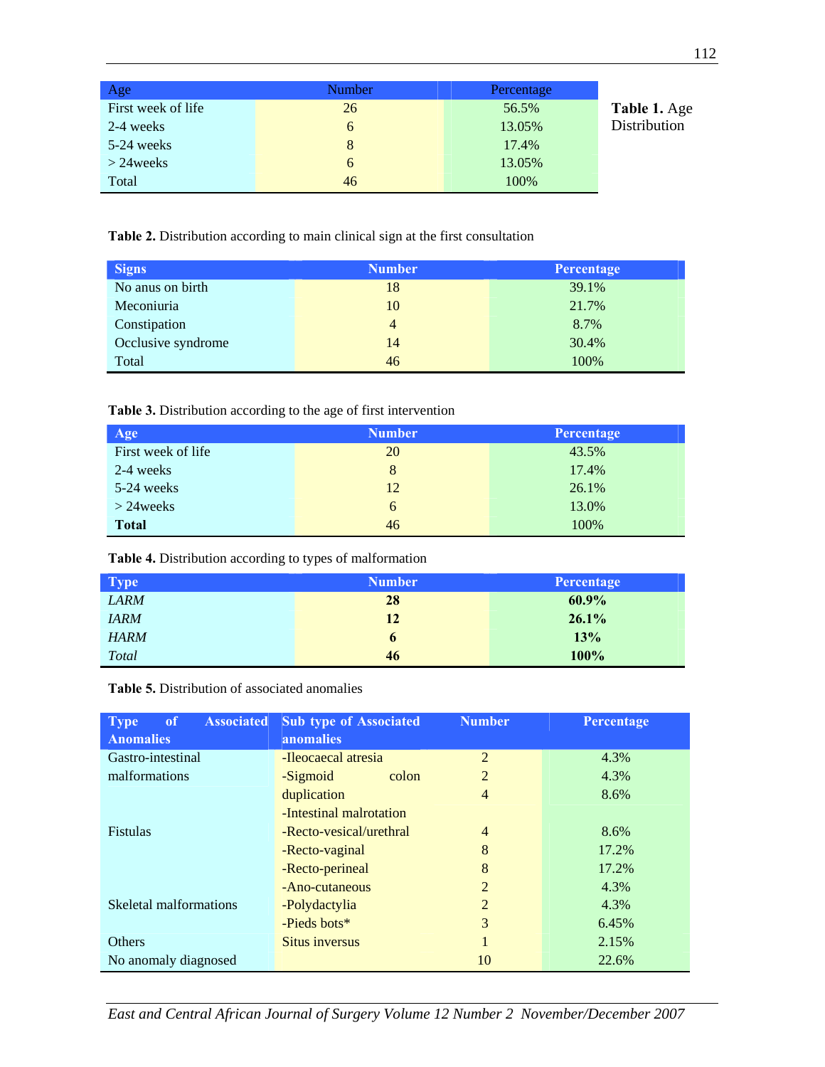**Table 1.** Age Distribution

| Age | Number | Percentage |
|---|---|---|
| First week of life | 26 | 56.5% |
| 2-4 weeks | 6 | 13.05% |
| 5-24 weeks | 8 | 17.4% |
| > 24weeks | 6 | 13.05% |
| Total | 46 | 100% |

**Table 2.** Distribution according to main clinical sign at the first consultation

| Signs | Number | Percentage |
|---|---|---|
| No anus on birth | 18 | 39.1% |
| Meconiuria | 10 | 21.7% |
| Constipation | 4 | 8.7% |
| Occlusive syndrome | 14 | 30.4% |
| Total | 46 | 100% |

**Table 3.** Distribution according to the age of first intervention

| Age | Number | Percentage |
|---|---|---|
| First week of life | 20 | 43.5% |
| 2-4 weeks | 8 | 17.4% |
| 5-24 weeks | 12 | 26.1% |
| > 24weeks | 6 | 13.0% |
| **Total** | 46 | 100% |

**Table 4.** Distribution according to types of malformation

| Type | Number | Percentage |
|---|---|---|
| *LARM* | **28** | **60.9%** |
| *IARM* | **12** | **26.1%** |
| *HARM* | **6** | **13%** |
| *Total* | **46** | **100%** |

**Table 5.** Distribution of associated anomalies

| Type of Associated Anomalies | Sub type of Associated anomalies | Number | Percentage |
|---|---|---|---|
| Gastro-intestinal malformations | -Ileocaecal atresia | 2 | 4.3% |
| | -Sigmoid colon duplication | 2 | 4.3% |
| | -Intestinal malrotation | 4 | 8.6% |
| Fistulas | -Recto-vesical/urethral | 4 | 8.6% |
| | -Recto-vaginal | 8 | 17.2% |
| | -Recto-perineal | 8 | 17.2% |
| | -Ano-cutaneous | 2 | 4.3% |
| Skeletal malformations | -Polydactylia | 2 | 4.3% |
| | -Pieds bots* | 3 | 6.45% |
| Others | Situs inversus | 1 | 2.15% |
| No anomaly diagnosed | | 10 | 22.6% |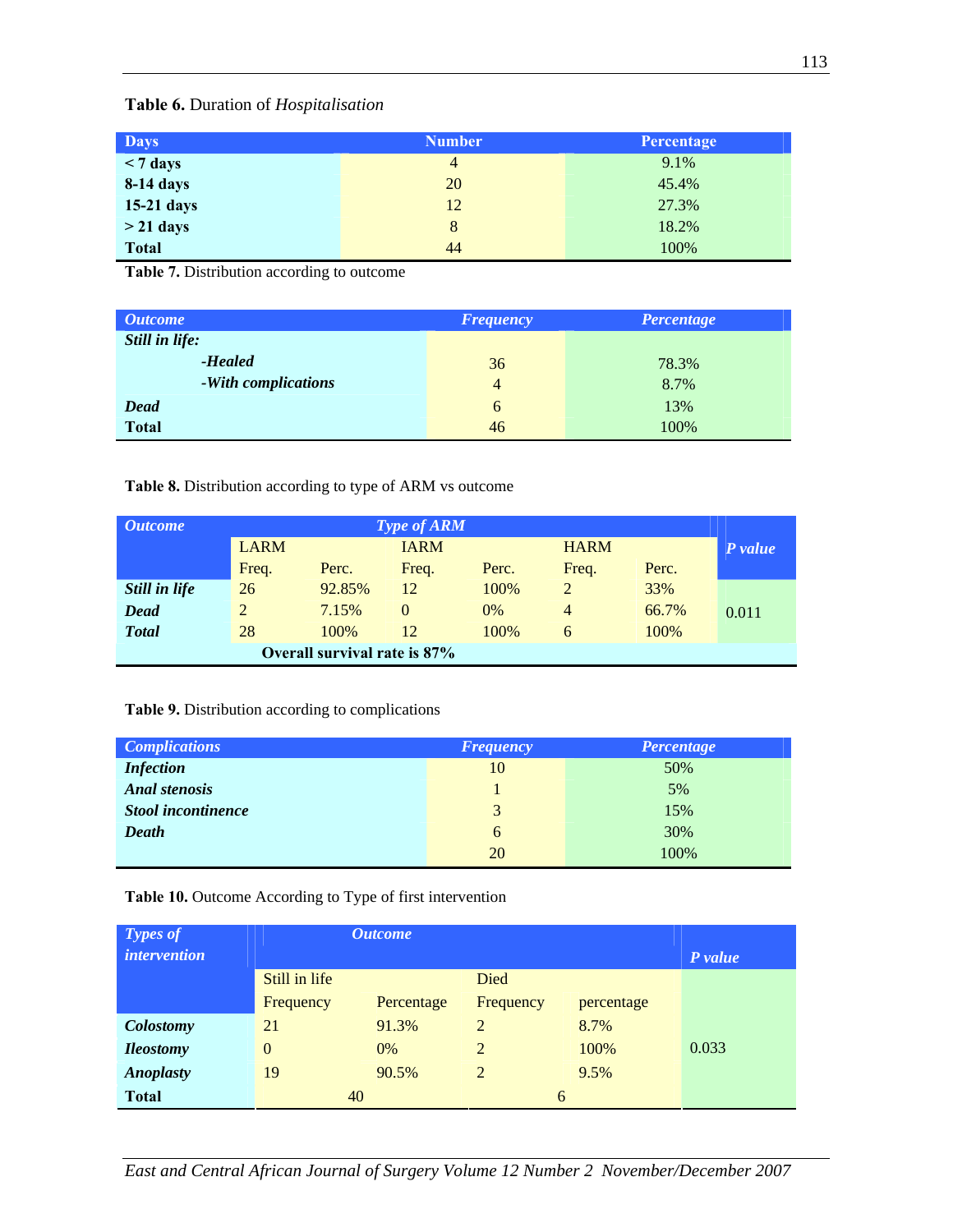**Table 6.** Duration of *Hospitalisation*

| Days | Number | Percentage |
|---|---|---|
| **< 7 days** | 4 | 9.1% |
| **8-14 days** | 20 | 45.4% |
| **15-21 days** | 12 | 27.3% |
| **> 21 days** | 8 | 18.2% |
| **Total** | 44 | 100% |

**Table 7.** Distribution according to outcome

| *Outcome* | *Frequency* | *Percentage* |
|---|---|---|
| ***Still in life:*** | | |
| ***-Healed*** | 36 | 78.3% |
| ***-With complications*** | 4 | 8.7% |
| ***Dead*** | 6 | 13% |
| **Total** | 46 | 100% |

**Table 8.** Distribution according to type of ARM vs outcome

| *Outcome* | *Type of ARM* | | | | | | *P value* |
|---|---|---|---|---|---|---|---|
| | LARM | | IARM | | HARM | | |
| | Freq. | Perc. | Freq. | Perc. | Freq. | Perc. | |
| ***Still in life*** | 26 | 92.85% | 12 | 100% | 2 | 33% | 0.011 |
| ***Dead*** | 2 | 7.15% | 0 | 0% | 4 | 66.7% | |
| ***Total*** | 28 | 100% | 12 | 100% | 6 | 100% | |
| **Overall survival rate is 87%** | | | | | | | |

**Table 9.** Distribution according to complications

| *Complications* | *Frequency* | *Percentage* |
|---|---|---|
| ***Infection*** | 10 | 50% |
| ***Anal stenosis*** | 1 | 5% |
| ***Stool incontinence*** | 3 | 15% |
| ***Death*** | 6 | 30% |
| | 20 | 100% |

**Table 10.** Outcome According to Type of first intervention

| *Types of intervention* | *Outcome* | | | | *P value* |
|---|---|---|---|---|---|
| | Still in life | | Died | | |
| | Frequency | Percentage | Frequency | percentage | |
| ***Colostomy*** | 21 | 91.3% | 2 | 8.7% | 0.033 |
| ***Ileostomy*** | 0 | 0% | 2 | 100% | |
| ***Anoplasty*** | 19 | 90.5% | 2 | 9.5% | |
| **Total** | 40 | | 6 | | |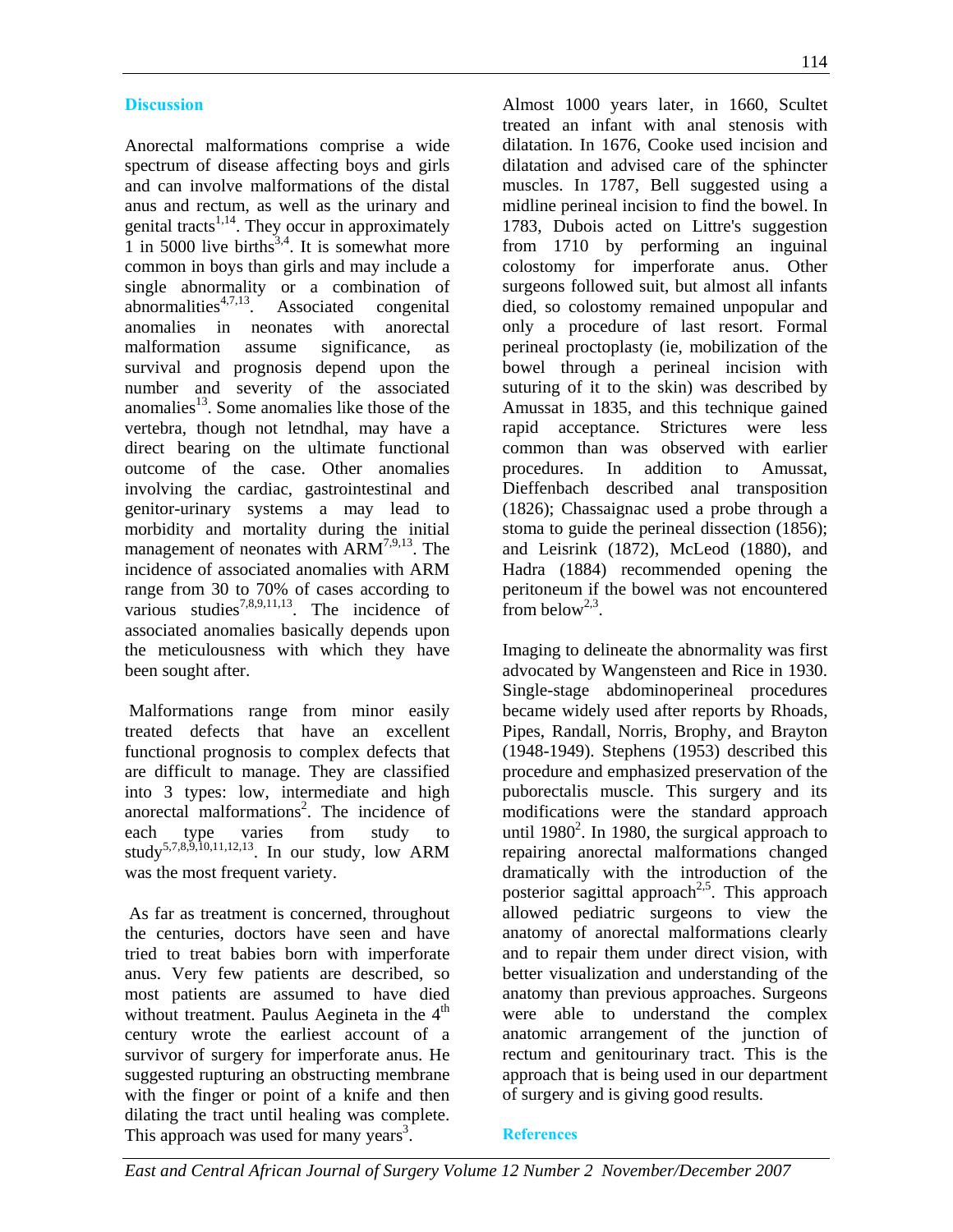## Discussion

Anorectal malformations comprise a wide spectrum of disease affecting boys and girls and can involve malformations of the distal anus and rectum, as well as the urinary and genital tracts[1,14]. They occur in approximately 1 in 5000 live births[3,4]. It is somewhat more common in boys than girls and may include a single abnormality or a combination of abnormalities[4,7,13]. Associated congenital anomalies in neonates with anorectal malformation assume significance, as survival and prognosis depend upon the number and severity of the associated anomalies[13]. Some anomalies like those of the vertebra, though not letndhal, may have a direct bearing on the ultimate functional outcome of the case. Other anomalies involving the cardiac, gastrointestinal and genitor-urinary systems a may lead to morbidity and mortality during the initial management of neonates with ARM[7,9,13]. The incidence of associated anomalies with ARM range from 30 to 70% of cases according to various studies[7,8,9,11,13]. The incidence of associated anomalies basically depends upon the meticulousness with which they have been sought after.

Malformations range from minor easily treated defects that have an excellent functional prognosis to complex defects that are difficult to manage. They are classified into 3 types: low, intermediate and high anorectal malformations[2]. The incidence of each type varies from study to study[5,7,8,9,10,11,12,13]. In our study, low ARM was the most frequent variety.

As far as treatment is concerned, throughout the centuries, doctors have seen and have tried to treat babies born with imperforate anus. Very few patients are described, so most patients are assumed to have died without treatment. Paulus Aegineta in the 4th century wrote the earliest account of a survivor of surgery for imperforate anus. He suggested rupturing an obstructing membrane with the finger or point of a knife and then dilating the tract until healing was complete. This approach was used for many years[3].

Almost 1000 years later, in 1660, Scultet treated an infant with anal stenosis with dilatation. In 1676, Cooke used incision and dilatation and advised care of the sphincter muscles. In 1787, Bell suggested using a midline perineal incision to find the bowel. In 1783, Dubois acted on Littre's suggestion from 1710 by performing an inguinal colostomy for imperforate anus. Other surgeons followed suit, but almost all infants died, so colostomy remained unpopular and only a procedure of last resort. Formal perineal proctoplasty (ie, mobilization of the bowel through a perineal incision with suturing of it to the skin) was described by Amussat in 1835, and this technique gained rapid acceptance. Strictures were less common than was observed with earlier procedures. In addition to Amussat, Dieffenbach described anal transposition (1826); Chassaignac used a probe through a stoma to guide the perineal dissection (1856); and Leisrink (1872), McLeod (1880), and Hadra (1884) recommended opening the peritoneum if the bowel was not encountered from below[2,3].

Imaging to delineate the abnormality was first advocated by Wangensteen and Rice in 1930. Single-stage abdominoperineal procedures became widely used after reports by Rhoads, Pipes, Randall, Norris, Brophy, and Brayton (1948-1949). Stephens (1953) described this procedure and emphasized preservation of the puborectalis muscle. This surgery and its modifications were the standard approach until 1980[2]. In 1980, the surgical approach to repairing anorectal malformations changed dramatically with the introduction of the posterior sagittal approach[2,5]. This approach allowed pediatric surgeons to view the anatomy of anorectal malformations clearly and to repair them under direct vision, with better visualization and understanding of the anatomy than previous approaches. Surgeons were able to understand the complex anatomic arrangement of the junction of rectum and genitourinary tract. This is the approach that is being used in our department of surgery and is giving good results.

## References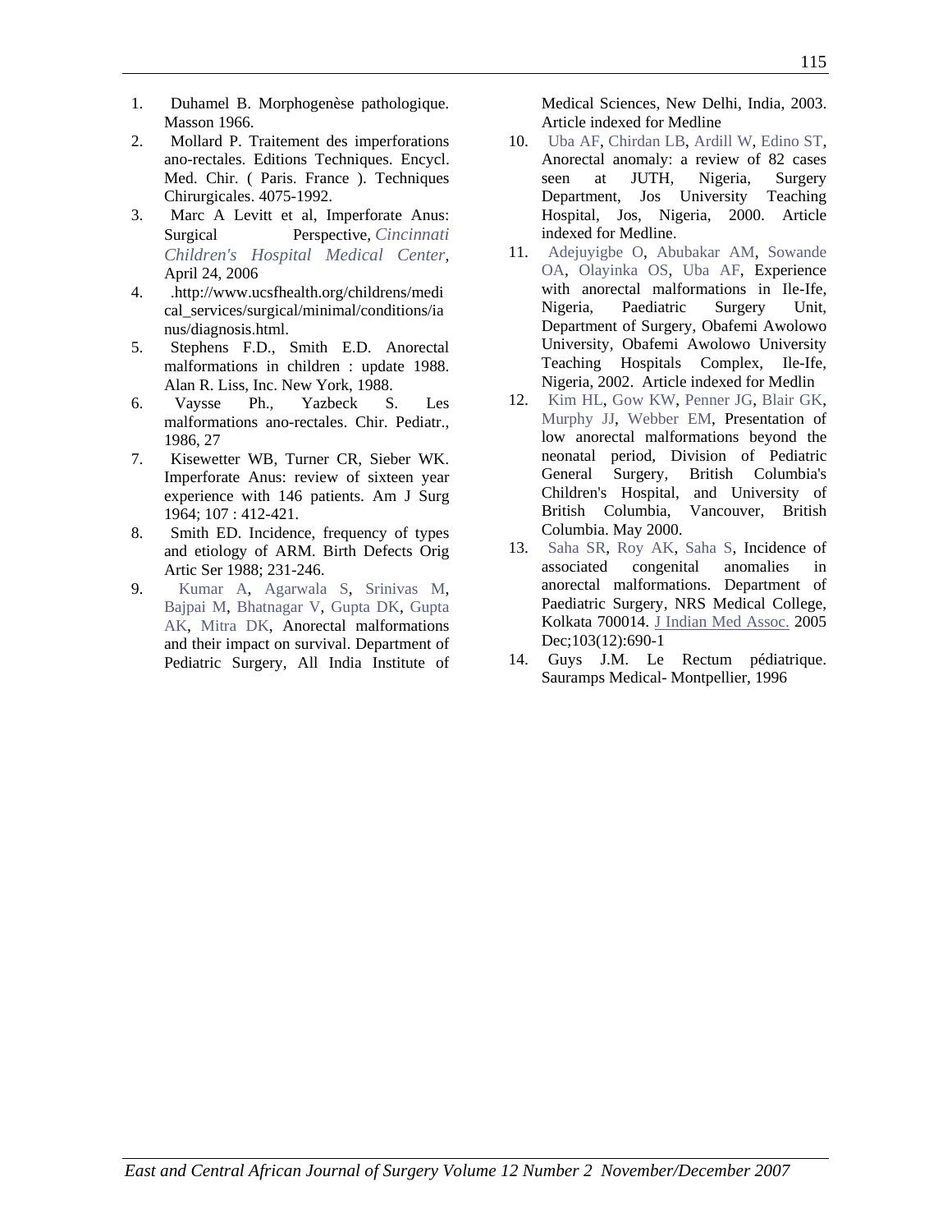1. Duhamel B. Morphogenèse pathologique. Masson 1966.
2. Mollard P. Traitement des imperforations ano-rectales. Editions Techniques. Encycl. Med. Chir. ( Paris. France ). Techniques Chirurgicales. 4075-1992.
3. Marc A Levitt et al, Imperforate Anus: Surgical Perspective, *Cincinnati Children's Hospital Medical Center*, April 24, 2006
4. .http://www.ucsfhealth.org/childrens/medical_services/surgical/minimal/conditions/ianus/diagnosis.html.
5. Stephens F.D., Smith E.D. Anorectal malformations in children : update 1988. Alan R. Liss, Inc. New York, 1988.
6. Vaysse Ph., Yazbeck S. Les malformations ano-rectales. Chir. Pediatr., 1986, 27
7. Kisewetter WB, Turner CR, Sieber WK. Imperforate Anus: review of sixteen year experience with 146 patients. Am J Surg 1964; 107 : 412-421.
8. Smith ED. Incidence, frequency of types and etiology of ARM. Birth Defects Orig Artic Ser 1988; 231-246.
9. Kumar A, Agarwala S, Srinivas M, Bajpai M, Bhatnagar V, Gupta DK, Gupta AK, Mitra DK, Anorectal malformations and their impact on survival. Department of Pediatric Surgery, All India Institute of Medical Sciences, New Delhi, India, 2003. Article indexed for Medline
10. Uba AF, Chirdan LB, Ardill W, Edino ST, Anorectal anomaly: a review of 82 cases seen at JUTH, Nigeria, Surgery Department, Jos University Teaching Hospital, Jos, Nigeria, 2000. Article indexed for Medline.
11. Adejuyigbe O, Abubakar AM, Sowande OA, Olayinka OS, Uba AF, Experience with anorectal malformations in Ile-Ife, Nigeria, Paediatric Surgery Unit, Department of Surgery, Obafemi Awolowo University, Obafemi Awolowo University Teaching Hospitals Complex, Ile-Ife, Nigeria, 2002. Article indexed for Medlin
12. Kim HL, Gow KW, Penner JG, Blair GK, Murphy JJ, Webber EM, Presentation of low anorectal malformations beyond the neonatal period, Division of Pediatric General Surgery, British Columbia's Children's Hospital, and University of British Columbia, Vancouver, British Columbia. May 2000.
13. Saha SR, Roy AK, Saha S, Incidence of associated congenital anomalies in anorectal malformations. Department of Paediatric Surgery, NRS Medical College, Kolkata 700014. J Indian Med Assoc. 2005 Dec;103(12):690-1
14. Guys J.M. Le Rectum pédiatrique. Sauramps Medical- Montpellier, 1996